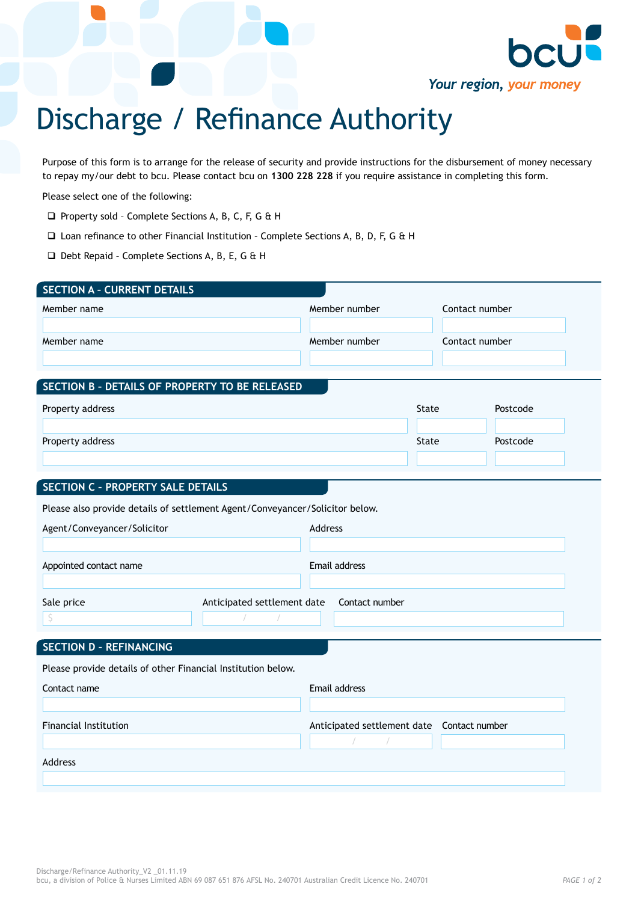bcu

*Your region, your money*

# Discharge / Refinance Authority

Purpose of this form is to arrange for the release of security and provide instructions for the disbursement of money necessary to repay my/our debt to bcu. Please contact bcu on **1300 228 228** if you require assistance in completing this form.

Please select one of the following:

- ❑ Property sold – Complete Sections A, B, C, F, G & H
- ❑ Loan refinance to other Financial Institution – Complete Sections A, B, D, F, G & H
- ❑ Debt Repaid – Complete Sections A, B, E, G & H

## SECTION A - CURRENT DETAILS

| Member name | Member number | Contact number |
|---|---|---|
| | | |
| **Member name** | **Member number** | **Contact number** |
| | | |

## SECTION B - DETAILS OF PROPERTY TO BE RELEASED

| Property address | State | Postcode |
|---|---|---|
| | | |
| **Property address** | **State** | **Postcode** |
| | | |

## SECTION C - PROPERTY SALE DETAILS

Please also provide details of settlement Agent/Conveyancer/Solicitor below.

| Agent/Conveyancer/Solicitor | Address |
|---|---|
| | |
| **Appointed contact name** | **Email address** |
| | |

| Sale price | Anticipated settlement date | Contact number |
|---|---|---|
| $ | / / | |

## SECTION D - REFINANCING

Please provide details of other Financial Institution below.

| Contact name | Email address | |
|---|---|---|
| | | |
| **Financial Institution** | **Anticipated settlement date** | **Contact number** |
| | / / | |

Address

Discharge/Refinance Authority_V2 _01.11.19
bcu, a division of Police & Nurses Limited ABN 69 087 651 876 AFSL No. 240701 Australian Credit Licence No. 240701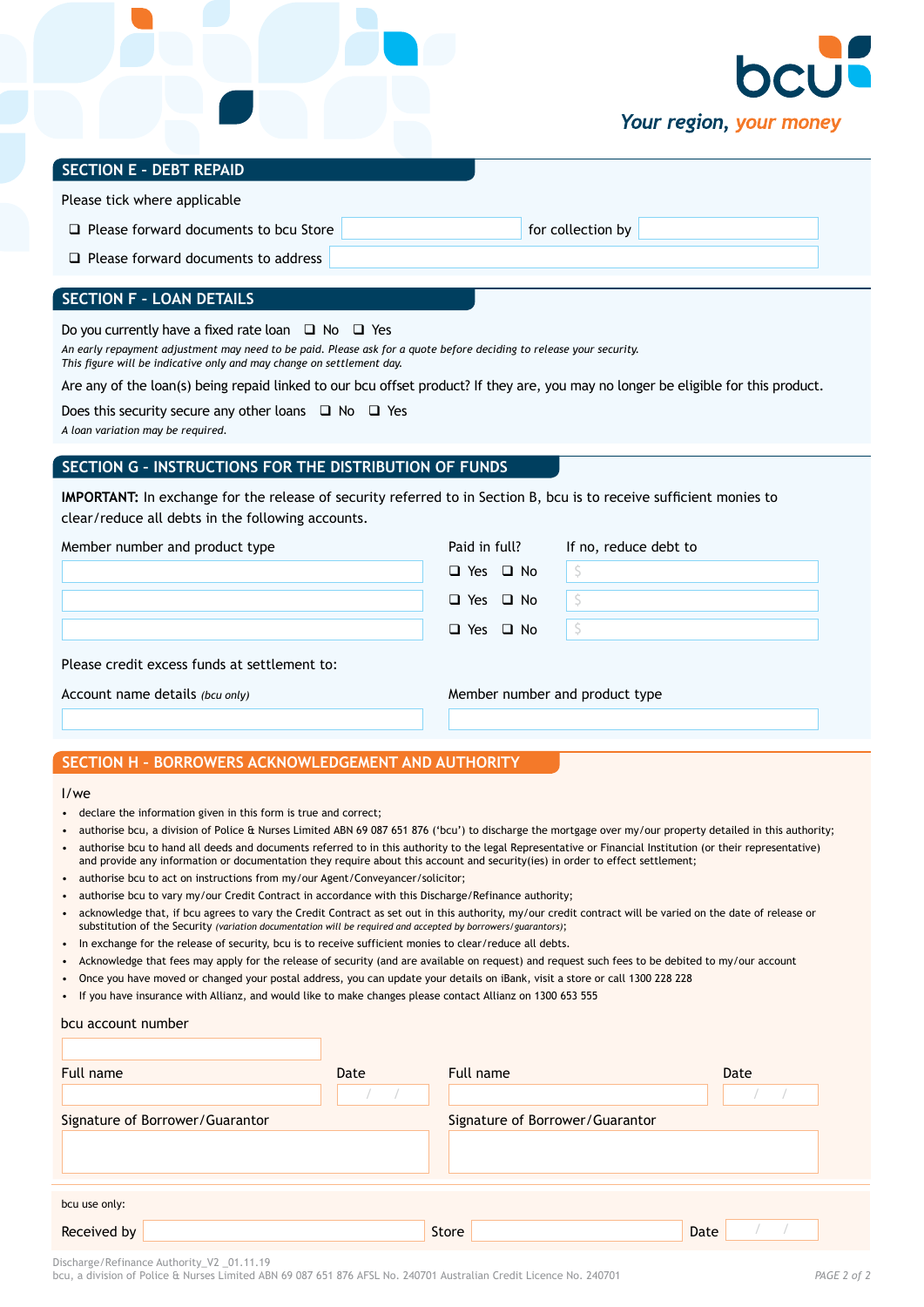bcu

*Your region, your money*

## SECTION E - DEBT REPAID

Please tick where applicable

- ❑ Please forward documents to bcu Store ____________ for collection by ____________
- ❑ Please forward documents to address ____________

## SECTION F - LOAN DETAILS

Do you currently have a fixed rate loan ❑ No ❑ Yes

*An early repayment adjustment may need to be paid. Please ask for a quote before deciding to release your security. This figure will be indicative only and may change on settlement day.*

Are any of the loan(s) being repaid linked to our bcu offset product? If they are, you may no longer be eligible for this product.

Does this security secure any other loans ❑ No ❑ Yes

*A loan variation may be required.*

## SECTION G - INSTRUCTIONS FOR THE DISTRIBUTION OF FUNDS

**IMPORTANT:** In exchange for the release of security referred to in Section B, bcu is to receive sufficient monies to clear/reduce all debts in the following accounts.

| Member number and product type | Paid in full? | If no, reduce debt to |
|---|---|---|
| | ❑ Yes ❑ No | $ |
| | ❑ Yes ❑ No | $ |
| | ❑ Yes ❑ No | $ |

Please credit excess funds at settlement to:

| Account name details *(bcu only)* | Member number and product type |
|---|---|
| | |

## SECTION H - BORROWERS ACKNOWLEDGEMENT AND AUTHORITY

I/we

- declare the information given in this form is true and correct;
- authorise bcu, a division of Police & Nurses Limited ABN 69 087 651 876 ('bcu') to discharge the mortgage over my/our property detailed in this authority;
- authorise bcu to hand all deeds and documents referred to in this authority to the legal Representative or Financial Institution (or their representative) and provide any information or documentation they require about this account and security(ies) in order to effect settlement;
- authorise bcu to act on instructions from my/our Agent/Conveyancer/solicitor;
- authorise bcu to vary my/our Credit Contract in accordance with this Discharge/Refinance authority;
- acknowledge that, if bcu agrees to vary the Credit Contract as set out in this authority, my/our credit contract will be varied on the date of release or substitution of the Security *(variation documentation will be required and accepted by borrowers/guarantors)*;
- In exchange for the release of security, bcu is to receive sufficient monies to clear/reduce all debts.
- Acknowledge that fees may apply for the release of security (and are available on request) and request such fees to be debited to my/our account
- Once you have moved or changed your postal address, you can update your details on iBank, visit a store or call 1300 228 228
- If you have insurance with Allianz, and would like to make changes please contact Allianz on 1300 653 555

bcu account number ____________

| Full name | Date | Full name | Date |
|---|---|---|---|
| | / / | | / / |

| Signature of Borrower/Guarantor | Signature of Borrower/Guarantor |
|---|---|
| | |

bcu use only:

Received by ____________ Store ____________ Date / /

Discharge/Refinance Authority_V2 _01.11.19

bcu, a division of Police & Nurses Limited ABN 69 087 651 876 AFSL No. 240701 Australian Credit Licence No. 240701